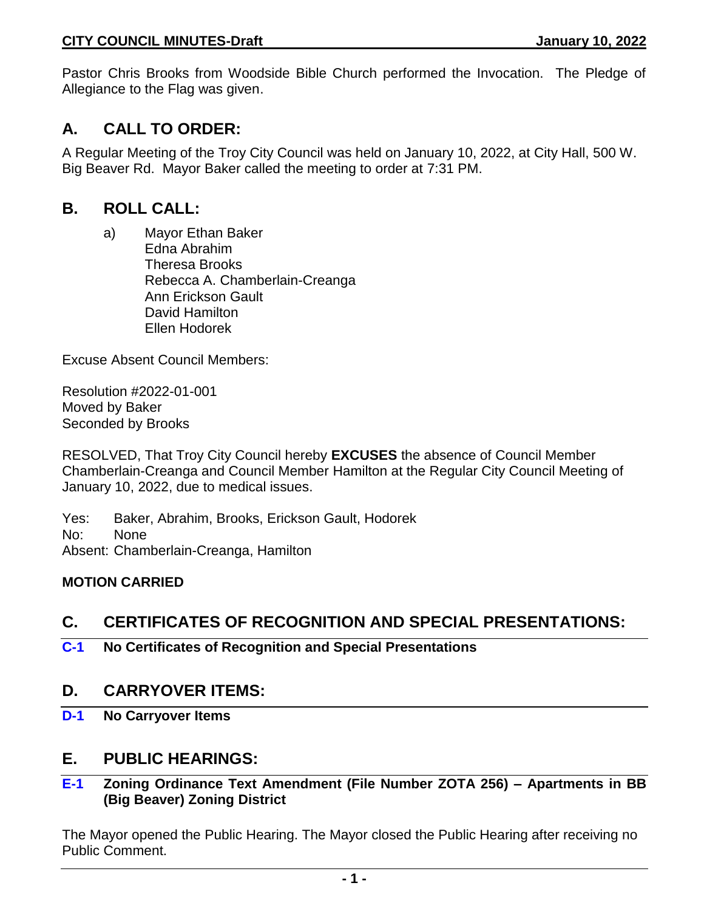Pastor Chris Brooks from Woodside Bible Church performed the Invocation. The Pledge of Allegiance to the Flag was given.

## A. CALL TO ORDER:

A Regular Meeting of the Troy City Council was held on January 10, 2022, at City Hall, 500 W. Big Beaver Rd. Mayor Baker called the meeting to order at 7:31 PM.

## B. ROLL CALL:

a) Mayor Ethan Baker
   Edna Abrahim
   Theresa Brooks
   Rebecca A. Chamberlain-Creanga
   Ann Erickson Gault
   David Hamilton
   Ellen Hodorek

Excuse Absent Council Members:

Resolution #2022-01-001
Moved by Baker
Seconded by Brooks

RESOLVED, That Troy City Council hereby **EXCUSES** the absence of Council Member Chamberlain-Creanga and Council Member Hamilton at the Regular City Council Meeting of January 10, 2022, due to medical issues.

Yes: Baker, Abrahim, Brooks, Erickson Gault, Hodorek
No: None
Absent: Chamberlain-Creanga, Hamilton

**MOTION CARRIED**

## C. CERTIFICATES OF RECOGNITION AND SPECIAL PRESENTATIONS:

**C-1 No Certificates of Recognition and Special Presentations**

## D. CARRYOVER ITEMS:

**D-1 No Carryover Items**

## E. PUBLIC HEARINGS:

**E-1 Zoning Ordinance Text Amendment (File Number ZOTA 256) – Apartments in BB (Big Beaver) Zoning District**

The Mayor opened the Public Hearing. The Mayor closed the Public Hearing after receiving no Public Comment.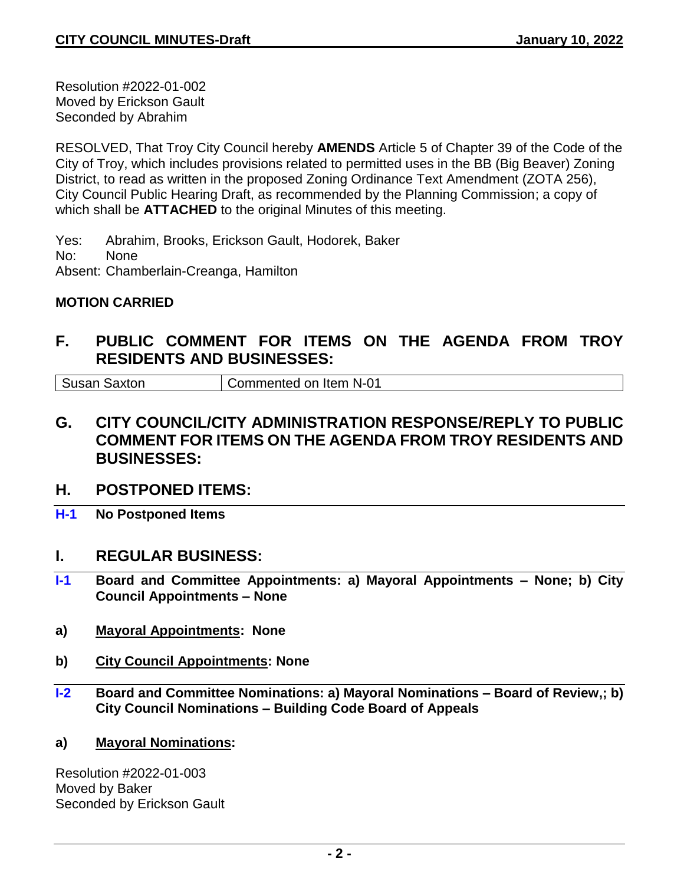Resolution #2022-01-002
Moved by Erickson Gault
Seconded by Abrahim

RESOLVED, That Troy City Council hereby **AMENDS** Article 5 of Chapter 39 of the Code of the City of Troy, which includes provisions related to permitted uses in the BB (Big Beaver) Zoning District, to read as written in the proposed Zoning Ordinance Text Amendment (ZOTA 256), City Council Public Hearing Draft, as recommended by the Planning Commission; a copy of which shall be **ATTACHED** to the original Minutes of this meeting.

Yes: Abrahim, Brooks, Erickson Gault, Hodorek, Baker
No: None
Absent: Chamberlain-Creanga, Hamilton

**MOTION CARRIED**

## F. PUBLIC COMMENT FOR ITEMS ON THE AGENDA FROM TROY RESIDENTS AND BUSINESSES:

| Susan Saxton | Commented on Item N-01 |
|---|---|

## G. CITY COUNCIL/CITY ADMINISTRATION RESPONSE/REPLY TO PUBLIC COMMENT FOR ITEMS ON THE AGENDA FROM TROY RESIDENTS AND BUSINESSES:

## H. POSTPONED ITEMS:

**H-1 No Postponed Items**

## I. REGULAR BUSINESS:

**I-1 Board and Committee Appointments: a) Mayoral Appointments – None; b) City Council Appointments – None**

**a) Mayoral Appointments: None**

**b) City Council Appointments: None**

**I-2 Board and Committee Nominations: a) Mayoral Nominations – Board of Review,; b) City Council Nominations – Building Code Board of Appeals**

**a) Mayoral Nominations:**

Resolution #2022-01-003
Moved by Baker
Seconded by Erickson Gault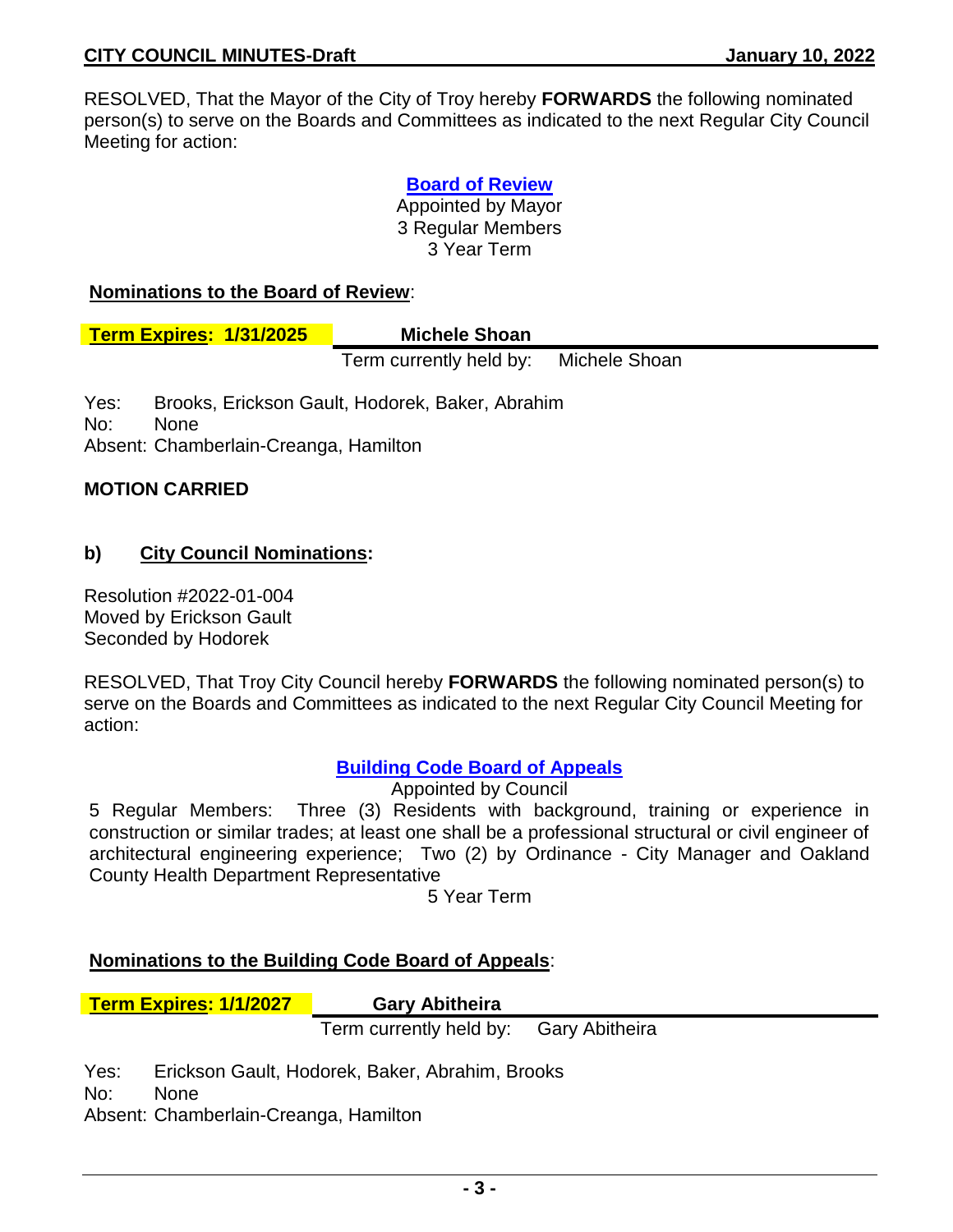RESOLVED, That the Mayor of the City of Troy hereby **FORWARDS** the following nominated person(s) to serve on the Boards and Committees as indicated to the next Regular City Council Meeting for action:

**Board of Review**
Appointed by Mayor
3 Regular Members
3 Year Term

**Nominations to the Board of Review**:

| **Term Expires: 1/31/2025** | **Michele Shoan** |
|---|---|
| | Term currently held by: Michele Shoan |

Yes: Brooks, Erickson Gault, Hodorek, Baker, Abrahim
No: None
Absent: Chamberlain-Creanga, Hamilton

**MOTION CARRIED**

### b) City Council Nominations:

Resolution #2022-01-004
Moved by Erickson Gault
Seconded by Hodorek

RESOLVED, That Troy City Council hereby **FORWARDS** the following nominated person(s) to serve on the Boards and Committees as indicated to the next Regular City Council Meeting for action:

**Building Code Board of Appeals**
Appointed by Council
5 Regular Members: Three (3) Residents with background, training or experience in construction or similar trades; at least one shall be a professional structural or civil engineer of architectural engineering experience; Two (2) by Ordinance - City Manager and Oakland County Health Department Representative
5 Year Term

**Nominations to the Building Code Board of Appeals**:

| **Term Expires: 1/1/2027** | **Gary Abitheira** |
|---|---|
| | Term currently held by: Gary Abitheira |

Yes: Erickson Gault, Hodorek, Baker, Abrahim, Brooks
No: None
Absent: Chamberlain-Creanga, Hamilton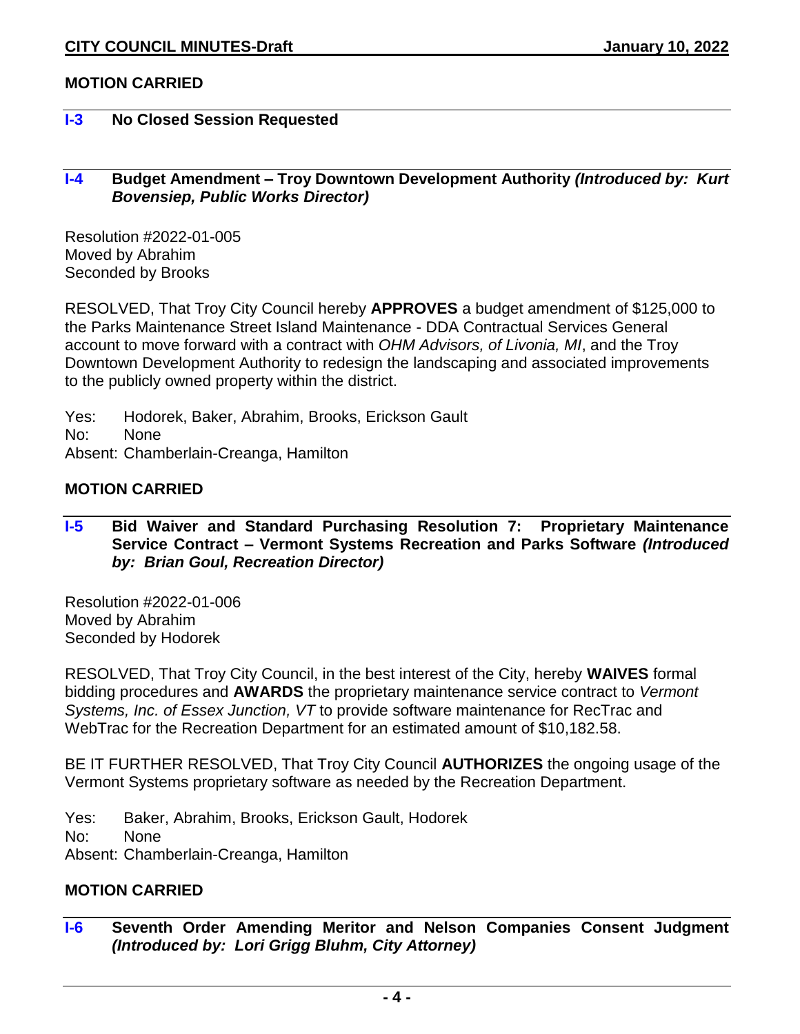**MOTION CARRIED**

### I-3 No Closed Session Requested

### I-4 Budget Amendment – Troy Downtown Development Authority *(Introduced by: Kurt Bovensiep, Public Works Director)*

Resolution #2022-01-005
Moved by Abrahim
Seconded by Brooks

RESOLVED, That Troy City Council hereby **APPROVES** a budget amendment of $125,000 to the Parks Maintenance Street Island Maintenance - DDA Contractual Services General account to move forward with a contract with *OHM Advisors, of Livonia, MI*, and the Troy Downtown Development Authority to redesign the landscaping and associated improvements to the publicly owned property within the district.

Yes: Hodorek, Baker, Abrahim, Brooks, Erickson Gault
No: None
Absent: Chamberlain-Creanga, Hamilton

**MOTION CARRIED**

### I-5 Bid Waiver and Standard Purchasing Resolution 7: Proprietary Maintenance Service Contract – Vermont Systems Recreation and Parks Software *(Introduced by: Brian Goul, Recreation Director)*

Resolution #2022-01-006
Moved by Abrahim
Seconded by Hodorek

RESOLVED, That Troy City Council, in the best interest of the City, hereby **WAIVES** formal bidding procedures and **AWARDS** the proprietary maintenance service contract to *Vermont Systems, Inc. of Essex Junction, VT* to provide software maintenance for RecTrac and WebTrac for the Recreation Department for an estimated amount of $10,182.58.

BE IT FURTHER RESOLVED, That Troy City Council **AUTHORIZES** the ongoing usage of the Vermont Systems proprietary software as needed by the Recreation Department.

Yes: Baker, Abrahim, Brooks, Erickson Gault, Hodorek
No: None
Absent: Chamberlain-Creanga, Hamilton

**MOTION CARRIED**

### I-6 Seventh Order Amending Meritor and Nelson Companies Consent Judgment *(Introduced by: Lori Grigg Bluhm, City Attorney)*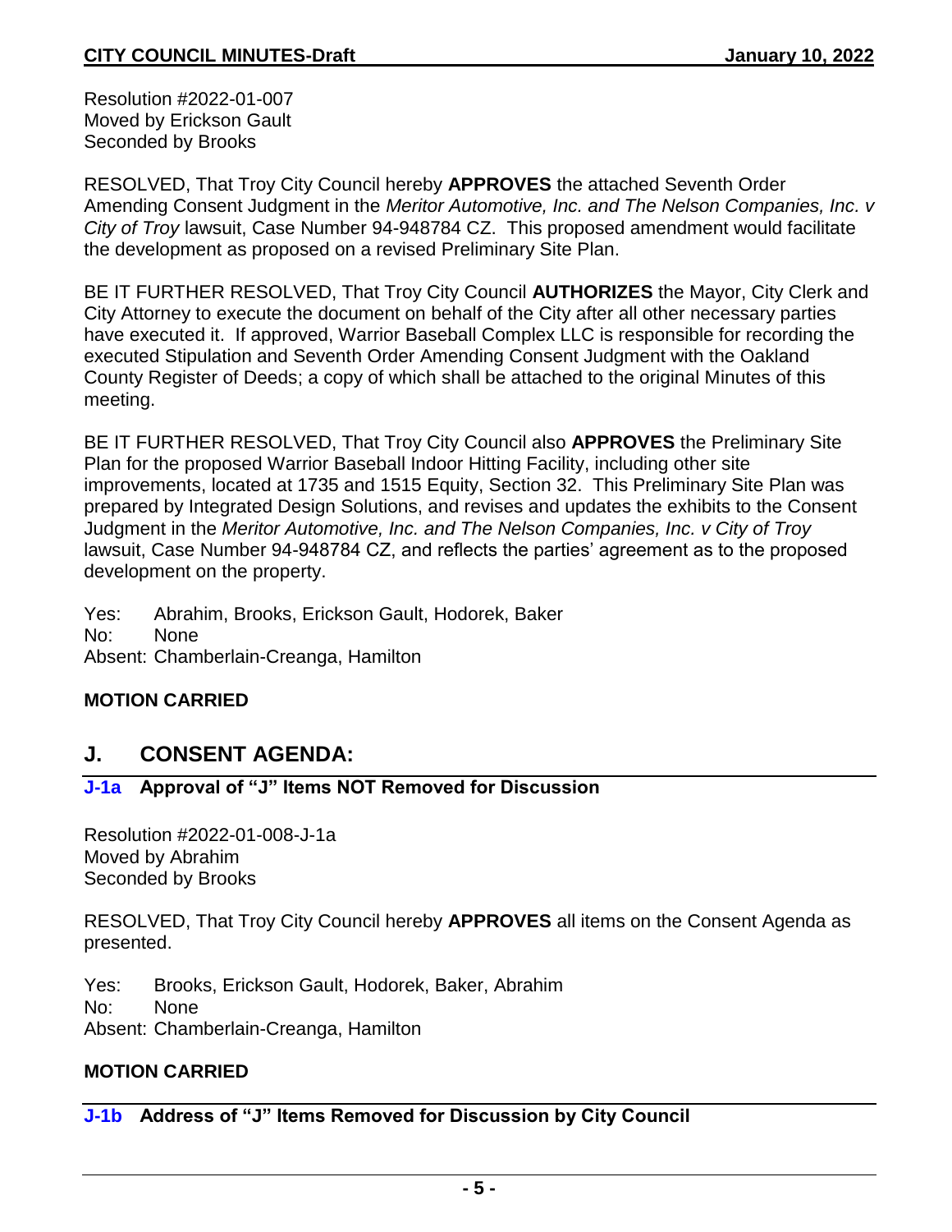Resolution #2022-01-007
Moved by Erickson Gault
Seconded by Brooks

RESOLVED, That Troy City Council hereby **APPROVES** the attached Seventh Order Amending Consent Judgment in the *Meritor Automotive, Inc. and The Nelson Companies, Inc. v City of Troy* lawsuit, Case Number 94-948784 CZ. This proposed amendment would facilitate the development as proposed on a revised Preliminary Site Plan.

BE IT FURTHER RESOLVED, That Troy City Council **AUTHORIZES** the Mayor, City Clerk and City Attorney to execute the document on behalf of the City after all other necessary parties have executed it. If approved, Warrior Baseball Complex LLC is responsible for recording the executed Stipulation and Seventh Order Amending Consent Judgment with the Oakland County Register of Deeds; a copy of which shall be attached to the original Minutes of this meeting.

BE IT FURTHER RESOLVED, That Troy City Council also **APPROVES** the Preliminary Site Plan for the proposed Warrior Baseball Indoor Hitting Facility, including other site improvements, located at 1735 and 1515 Equity, Section 32. This Preliminary Site Plan was prepared by Integrated Design Solutions, and revises and updates the exhibits to the Consent Judgment in the *Meritor Automotive, Inc. and The Nelson Companies, Inc. v City of Troy* lawsuit, Case Number 94-948784 CZ, and reflects the parties' agreement as to the proposed development on the property.

Yes: Abrahim, Brooks, Erickson Gault, Hodorek, Baker
No: None
Absent: Chamberlain-Creanga, Hamilton

**MOTION CARRIED**

## J. CONSENT AGENDA:

### J-1a Approval of "J" Items NOT Removed for Discussion

Resolution #2022-01-008-J-1a
Moved by Abrahim
Seconded by Brooks

RESOLVED, That Troy City Council hereby **APPROVES** all items on the Consent Agenda as presented.

Yes: Brooks, Erickson Gault, Hodorek, Baker, Abrahim
No: None
Absent: Chamberlain-Creanga, Hamilton

**MOTION CARRIED**

### J-1b Address of "J" Items Removed for Discussion by City Council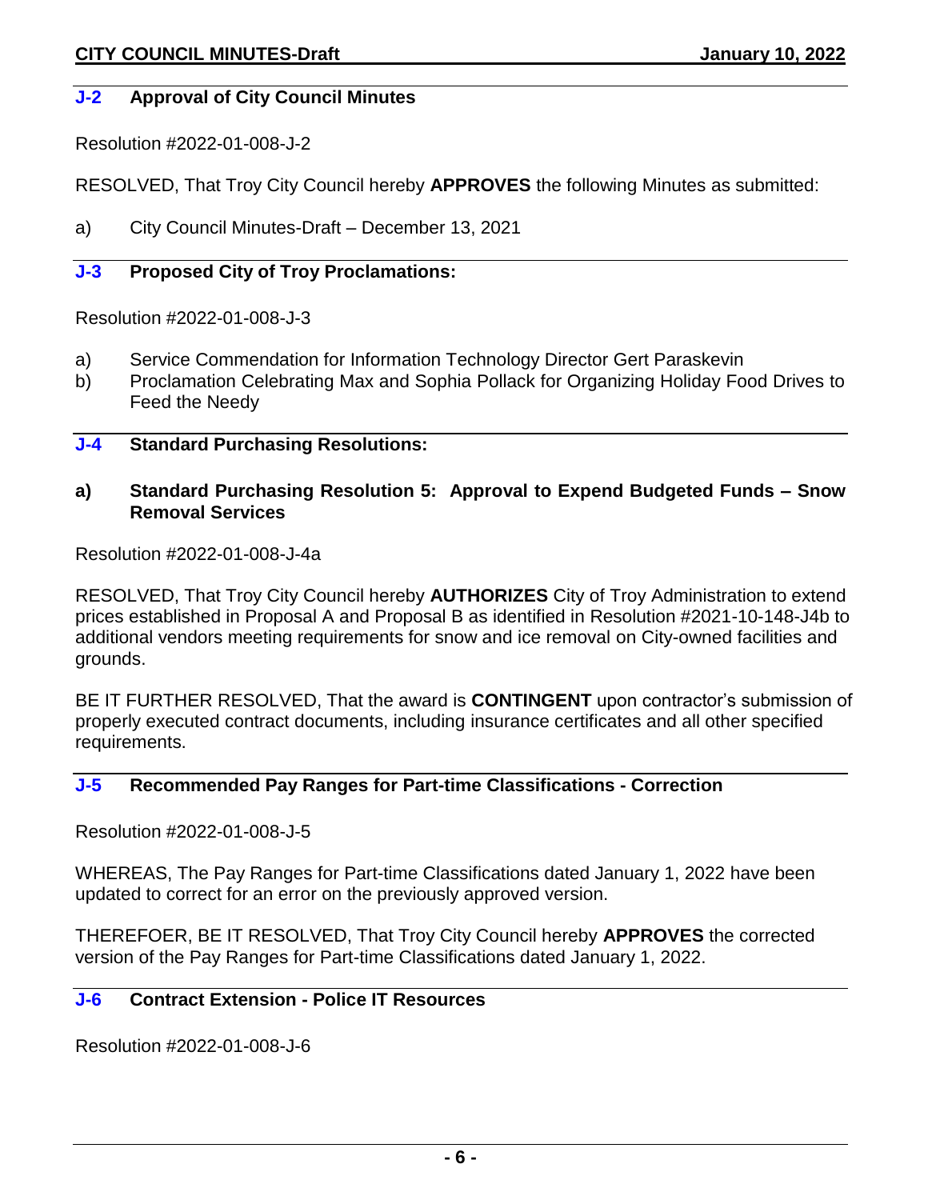## J-2 Approval of City Council Minutes

Resolution #2022-01-008-J-2

RESOLVED, That Troy City Council hereby **APPROVES** the following Minutes as submitted:

a) City Council Minutes-Draft – December 13, 2021

## J-3 Proposed City of Troy Proclamations:

Resolution #2022-01-008-J-3

a) Service Commendation for Information Technology Director Gert Paraskevin
b) Proclamation Celebrating Max and Sophia Pollack for Organizing Holiday Food Drives to Feed the Needy

## J-4 Standard Purchasing Resolutions:

### a) Standard Purchasing Resolution 5: Approval to Expend Budgeted Funds – Snow Removal Services

Resolution #2022-01-008-J-4a

RESOLVED, That Troy City Council hereby **AUTHORIZES** City of Troy Administration to extend prices established in Proposal A and Proposal B as identified in Resolution #2021-10-148-J4b to additional vendors meeting requirements for snow and ice removal on City-owned facilities and grounds.

BE IT FURTHER RESOLVED, That the award is **CONTINGENT** upon contractor's submission of properly executed contract documents, including insurance certificates and all other specified requirements.

## J-5 Recommended Pay Ranges for Part-time Classifications - Correction

Resolution #2022-01-008-J-5

WHEREAS, The Pay Ranges for Part-time Classifications dated January 1, 2022 have been updated to correct for an error on the previously approved version.

THEREFOER, BE IT RESOLVED, That Troy City Council hereby **APPROVES** the corrected version of the Pay Ranges for Part-time Classifications dated January 1, 2022.

## J-6 Contract Extension - Police IT Resources

Resolution #2022-01-008-J-6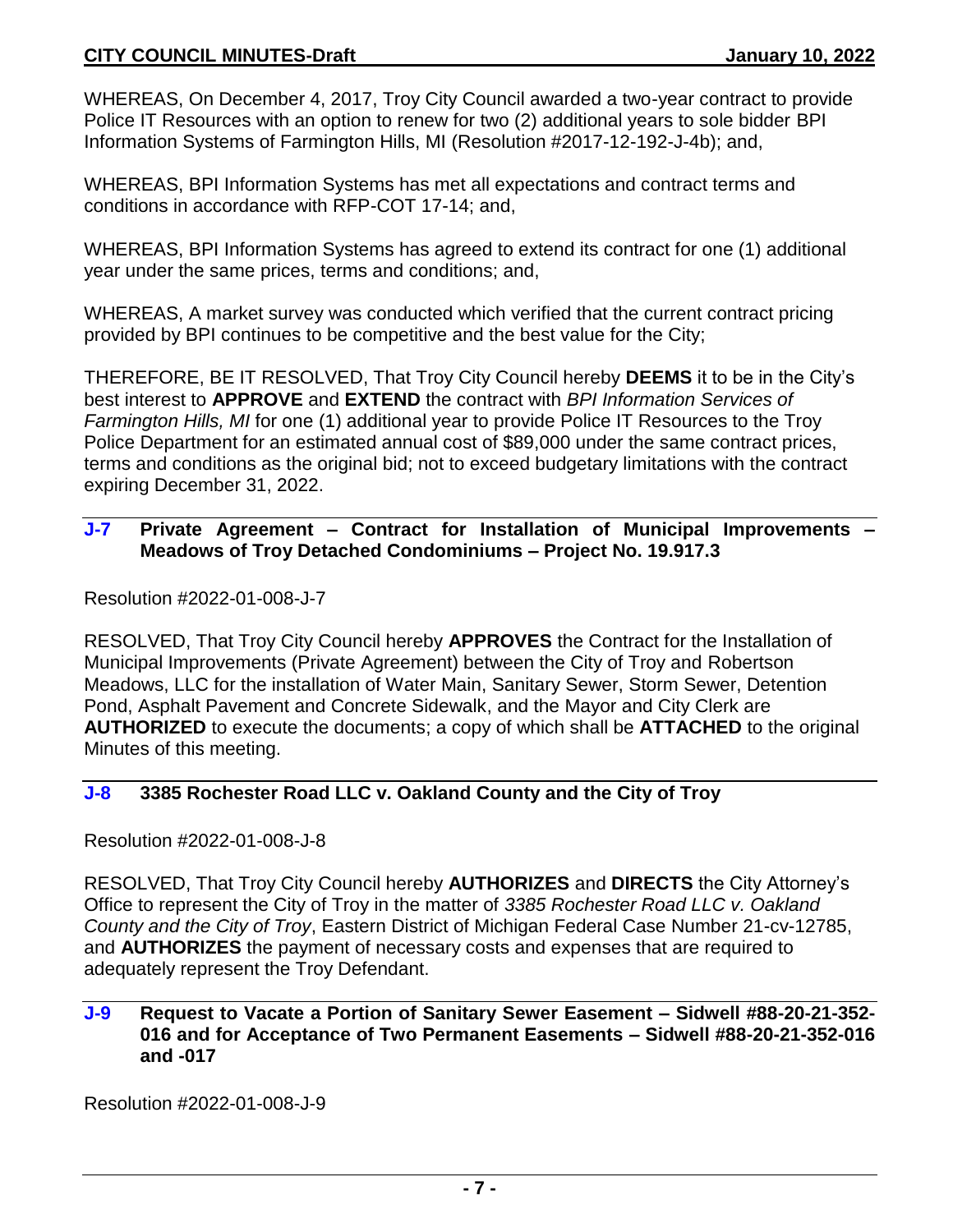WHEREAS, On December 4, 2017, Troy City Council awarded a two-year contract to provide Police IT Resources with an option to renew for two (2) additional years to sole bidder BPI Information Systems of Farmington Hills, MI (Resolution #2017-12-192-J-4b); and,

WHEREAS, BPI Information Systems has met all expectations and contract terms and conditions in accordance with RFP-COT 17-14; and,

WHEREAS, BPI Information Systems has agreed to extend its contract for one (1) additional year under the same prices, terms and conditions; and,

WHEREAS, A market survey was conducted which verified that the current contract pricing provided by BPI continues to be competitive and the best value for the City;

THEREFORE, BE IT RESOLVED, That Troy City Council hereby **DEEMS** it to be in the City's best interest to **APPROVE** and **EXTEND** the contract with *BPI Information Services of Farmington Hills, MI* for one (1) additional year to provide Police IT Resources to the Troy Police Department for an estimated annual cost of $89,000 under the same contract prices, terms and conditions as the original bid; not to exceed budgetary limitations with the contract expiring December 31, 2022.

### J-7 Private Agreement – Contract for Installation of Municipal Improvements – Meadows of Troy Detached Condominiums – Project No. 19.917.3

Resolution #2022-01-008-J-7

RESOLVED, That Troy City Council hereby **APPROVES** the Contract for the Installation of Municipal Improvements (Private Agreement) between the City of Troy and Robertson Meadows, LLC for the installation of Water Main, Sanitary Sewer, Storm Sewer, Detention Pond, Asphalt Pavement and Concrete Sidewalk, and the Mayor and City Clerk are **AUTHORIZED** to execute the documents; a copy of which shall be **ATTACHED** to the original Minutes of this meeting.

### J-8 3385 Rochester Road LLC v. Oakland County and the City of Troy

Resolution #2022-01-008-J-8

RESOLVED, That Troy City Council hereby **AUTHORIZES** and **DIRECTS** the City Attorney's Office to represent the City of Troy in the matter of *3385 Rochester Road LLC v. Oakland County and the City of Troy*, Eastern District of Michigan Federal Case Number 21-cv-12785, and **AUTHORIZES** the payment of necessary costs and expenses that are required to adequately represent the Troy Defendant.

### J-9 Request to Vacate a Portion of Sanitary Sewer Easement – Sidwell #88-20-21-352-016 and for Acceptance of Two Permanent Easements – Sidwell #88-20-21-352-016 and -017

Resolution #2022-01-008-J-9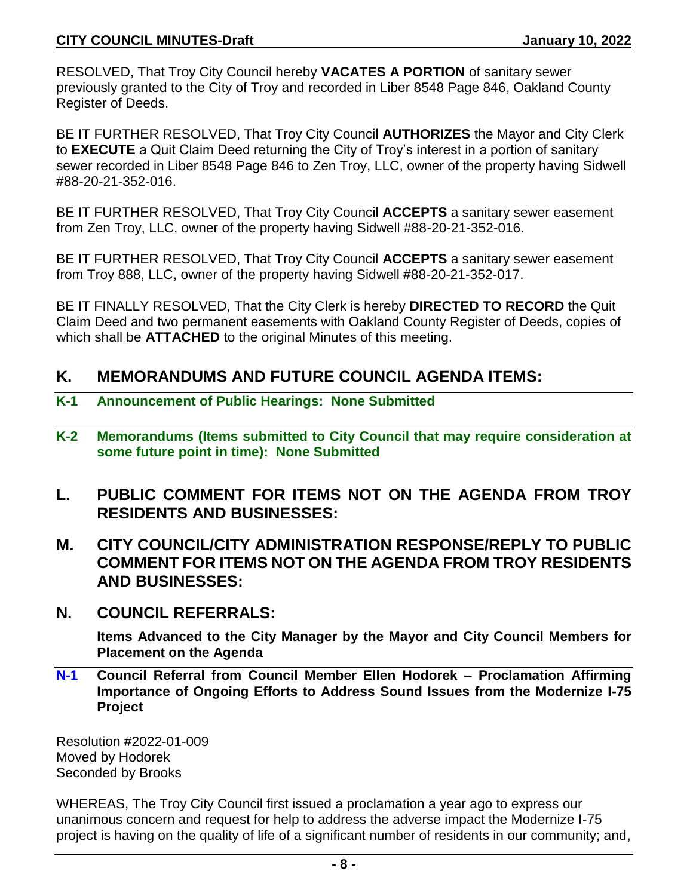RESOLVED, That Troy City Council hereby **VACATES A PORTION** of sanitary sewer previously granted to the City of Troy and recorded in Liber 8548 Page 846, Oakland County Register of Deeds.

BE IT FURTHER RESOLVED, That Troy City Council **AUTHORIZES** the Mayor and City Clerk to **EXECUTE** a Quit Claim Deed returning the City of Troy's interest in a portion of sanitary sewer recorded in Liber 8548 Page 846 to Zen Troy, LLC, owner of the property having Sidwell #88-20-21-352-016.

BE IT FURTHER RESOLVED, That Troy City Council **ACCEPTS** a sanitary sewer easement from Zen Troy, LLC, owner of the property having Sidwell #88-20-21-352-016.

BE IT FURTHER RESOLVED, That Troy City Council **ACCEPTS** a sanitary sewer easement from Troy 888, LLC, owner of the property having Sidwell #88-20-21-352-017.

BE IT FINALLY RESOLVED, That the City Clerk is hereby **DIRECTED TO RECORD** the Quit Claim Deed and two permanent easements with Oakland County Register of Deeds, copies of which shall be **ATTACHED** to the original Minutes of this meeting.

## K. MEMORANDUMS AND FUTURE COUNCIL AGENDA ITEMS:

**K-1 Announcement of Public Hearings: None Submitted**

**K-2 Memorandums (Items submitted to City Council that may require consideration at some future point in time): None Submitted**

## L. PUBLIC COMMENT FOR ITEMS NOT ON THE AGENDA FROM TROY RESIDENTS AND BUSINESSES:

## M. CITY COUNCIL/CITY ADMINISTRATION RESPONSE/REPLY TO PUBLIC COMMENT FOR ITEMS NOT ON THE AGENDA FROM TROY RESIDENTS AND BUSINESSES:

## N. COUNCIL REFERRALS:

**Items Advanced to the City Manager by the Mayor and City Council Members for Placement on the Agenda**

**N-1 Council Referral from Council Member Ellen Hodorek – Proclamation Affirming Importance of Ongoing Efforts to Address Sound Issues from the Modernize I-75 Project**

Resolution #2022-01-009
Moved by Hodorek
Seconded by Brooks

WHEREAS, The Troy City Council first issued a proclamation a year ago to express our unanimous concern and request for help to address the adverse impact the Modernize I-75 project is having on the quality of life of a significant number of residents in our community; and,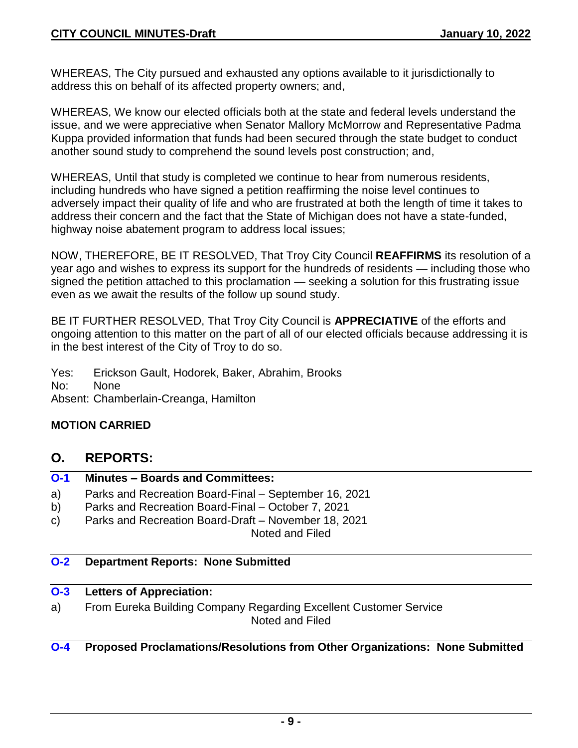WHEREAS, The City pursued and exhausted any options available to it jurisdictionally to address this on behalf of its affected property owners; and,

WHEREAS, We know our elected officials both at the state and federal levels understand the issue, and we were appreciative when Senator Mallory McMorrow and Representative Padma Kuppa provided information that funds had been secured through the state budget to conduct another sound study to comprehend the sound levels post construction; and,

WHEREAS, Until that study is completed we continue to hear from numerous residents, including hundreds who have signed a petition reaffirming the noise level continues to adversely impact their quality of life and who are frustrated at both the length of time it takes to address their concern and the fact that the State of Michigan does not have a state-funded, highway noise abatement program to address local issues;

NOW, THEREFORE, BE IT RESOLVED, That Troy City Council **REAFFIRMS** its resolution of a year ago and wishes to express its support for the hundreds of residents — including those who signed the petition attached to this proclamation — seeking a solution for this frustrating issue even as we await the results of the follow up sound study.

BE IT FURTHER RESOLVED, That Troy City Council is **APPRECIATIVE** of the efforts and ongoing attention to this matter on the part of all of our elected officials because addressing it is in the best interest of the City of Troy to do so.

Yes: Erickson Gault, Hodorek, Baker, Abrahim, Brooks
No: None
Absent: Chamberlain-Creanga, Hamilton

**MOTION CARRIED**

## O. REPORTS:

### O-1 Minutes – Boards and Committees:

a) Parks and Recreation Board-Final – September 16, 2021
b) Parks and Recreation Board-Final – October 7, 2021
c) Parks and Recreation Board-Draft – November 18, 2021

Noted and Filed

### O-2 Department Reports: None Submitted

### O-3 Letters of Appreciation:

a) From Eureka Building Company Regarding Excellent Customer Service

Noted and Filed

### O-4 Proposed Proclamations/Resolutions from Other Organizations: None Submitted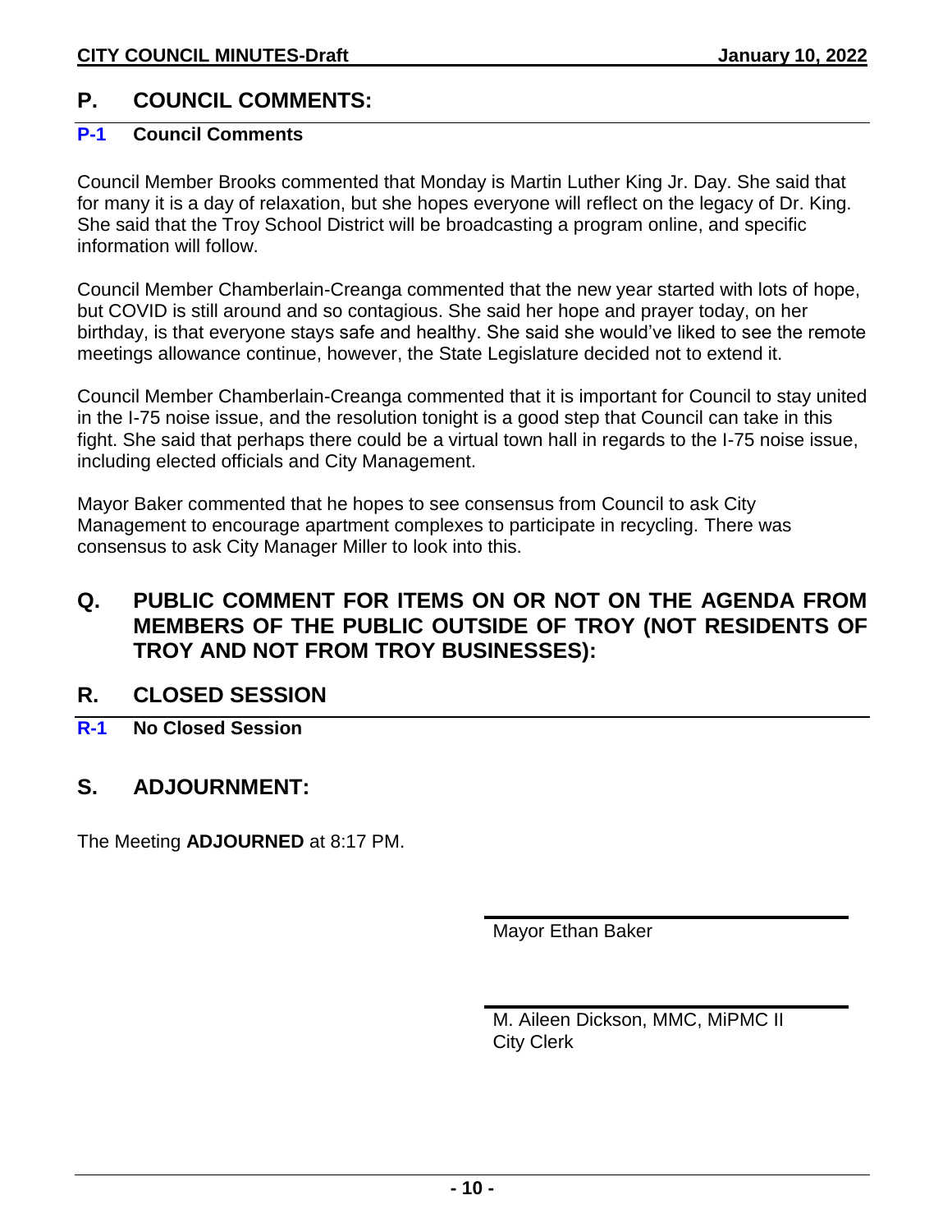## P. COUNCIL COMMENTS:

**P-1 Council Comments**

Council Member Brooks commented that Monday is Martin Luther King Jr. Day. She said that for many it is a day of relaxation, but she hopes everyone will reflect on the legacy of Dr. King. She said that the Troy School District will be broadcasting a program online, and specific information will follow.

Council Member Chamberlain-Creanga commented that the new year started with lots of hope, but COVID is still around and so contagious. She said her hope and prayer today, on her birthday, is that everyone stays safe and healthy. She said she would've liked to see the remote meetings allowance continue, however, the State Legislature decided not to extend it.

Council Member Chamberlain-Creanga commented that it is important for Council to stay united in the I-75 noise issue, and the resolution tonight is a good step that Council can take in this fight. She said that perhaps there could be a virtual town hall in regards to the I-75 noise issue, including elected officials and City Management.

Mayor Baker commented that he hopes to see consensus from Council to ask City Management to encourage apartment complexes to participate in recycling. There was consensus to ask City Manager Miller to look into this.

## Q. PUBLIC COMMENT FOR ITEMS ON OR NOT ON THE AGENDA FROM MEMBERS OF THE PUBLIC OUTSIDE OF TROY (NOT RESIDENTS OF TROY AND NOT FROM TROY BUSINESSES):

## R. CLOSED SESSION

**R-1 No Closed Session**

## S. ADJOURNMENT:

The Meeting **ADJOURNED** at 8:17 PM.

Mayor Ethan Baker

M. Aileen Dickson, MMC, MiPMC II
City Clerk